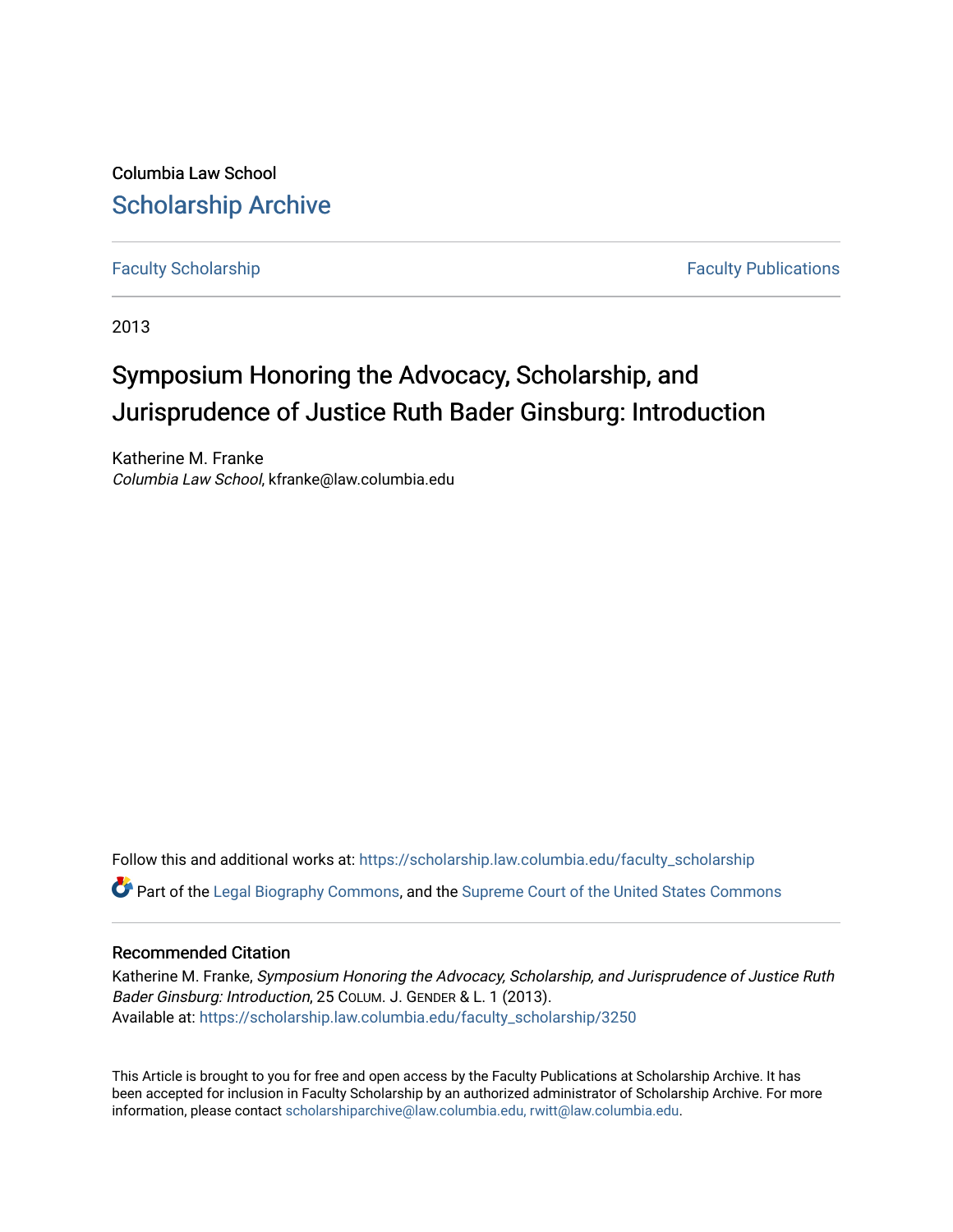Columbia Law School

Scholarship Archive

Faculty Scholarship | Faculty Publications

2013

# Symposium Honoring the Advocacy, Scholarship, and Jurisprudence of Justice Ruth Bader Ginsburg: Introduction

Katherine M. Franke
*Columbia Law School*, kfranke@law.columbia.edu

Follow this and additional works at: https://scholarship.law.columbia.edu/faculty_scholarship

Part of the Legal Biography Commons, and the Supreme Court of the United States Commons

## Recommended Citation

Katherine M. Franke, *Symposium Honoring the Advocacy, Scholarship, and Jurisprudence of Justice Ruth Bader Ginsburg: Introduction*, 25 COLUM. J. GENDER & L. 1 (2013).
Available at: https://scholarship.law.columbia.edu/faculty_scholarship/3250

This Article is brought to you for free and open access by the Faculty Publications at Scholarship Archive. It has been accepted for inclusion in Faculty Scholarship by an authorized administrator of Scholarship Archive. For more information, please contact scholarshiparchive@law.columbia.edu, rwitt@law.columbia.edu.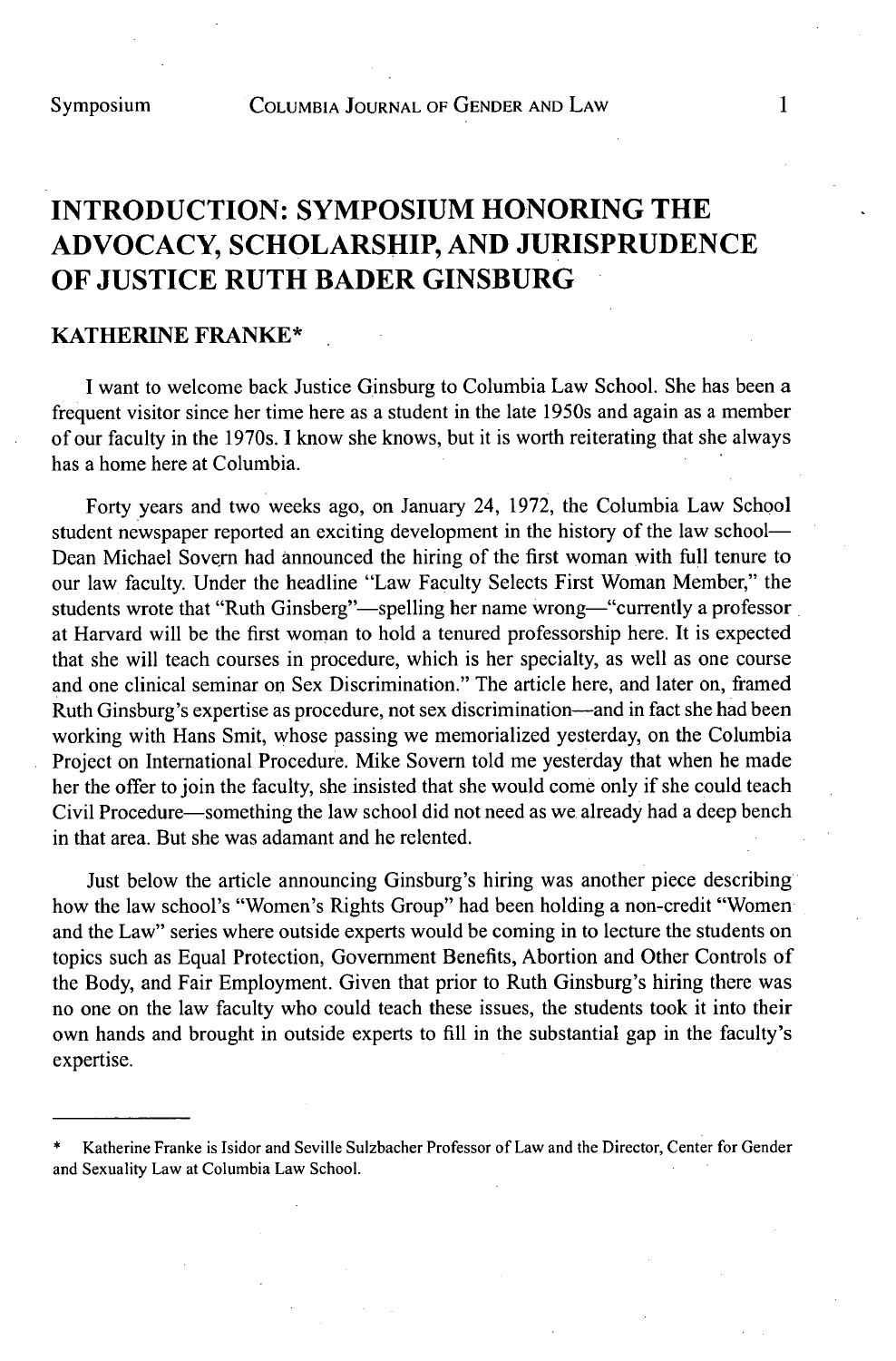# INTRODUCTION: SYMPOSIUM HONORING THE ADVOCACY, SCHOLARSHIP, AND JURISPRUDENCE OF JUSTICE RUTH BADER GINSBURG

## KATHERINE FRANKE*

I want to welcome back Justice Ginsburg to Columbia Law School. She has been a frequent visitor since her time here as a student in the late 1950s and again as a member of our faculty in the 1970s. I know she knows, but it is worth reiterating that she always has a home here at Columbia.

Forty years and two weeks ago, on January 24, 1972, the Columbia Law School student newspaper reported an exciting development in the history of the law school—Dean Michael Sovern had announced the hiring of the first woman with full tenure to our law faculty. Under the headline "Law Faculty Selects First Woman Member," the students wrote that "Ruth Ginsberg"—spelling her name wrong—"currently a professor at Harvard will be the first woman to hold a tenured professorship here. It is expected that she will teach courses in procedure, which is her specialty, as well as one course and one clinical seminar on Sex Discrimination." The article here, and later on, framed Ruth Ginsburg's expertise as procedure, not sex discrimination—and in fact she had been working with Hans Smit, whose passing we memorialized yesterday, on the Columbia Project on International Procedure. Mike Sovern told me yesterday that when he made her the offer to join the faculty, she insisted that she would come only if she could teach Civil Procedure—something the law school did not need as we already had a deep bench in that area. But she was adamant and he relented.

Just below the article announcing Ginsburg's hiring was another piece describing how the law school's "Women's Rights Group" had been holding a non-credit "Women and the Law" series where outside experts would be coming in to lecture the students on topics such as Equal Protection, Government Benefits, Abortion and Other Controls of the Body, and Fair Employment. Given that prior to Ruth Ginsburg's hiring there was no one on the law faculty who could teach these issues, the students took it into their own hands and brought in outside experts to fill in the substantial gap in the faculty's expertise.

---

\* Katherine Franke is Isidor and Seville Sulzbacher Professor of Law and the Director, Center for Gender and Sexuality Law at Columbia Law School.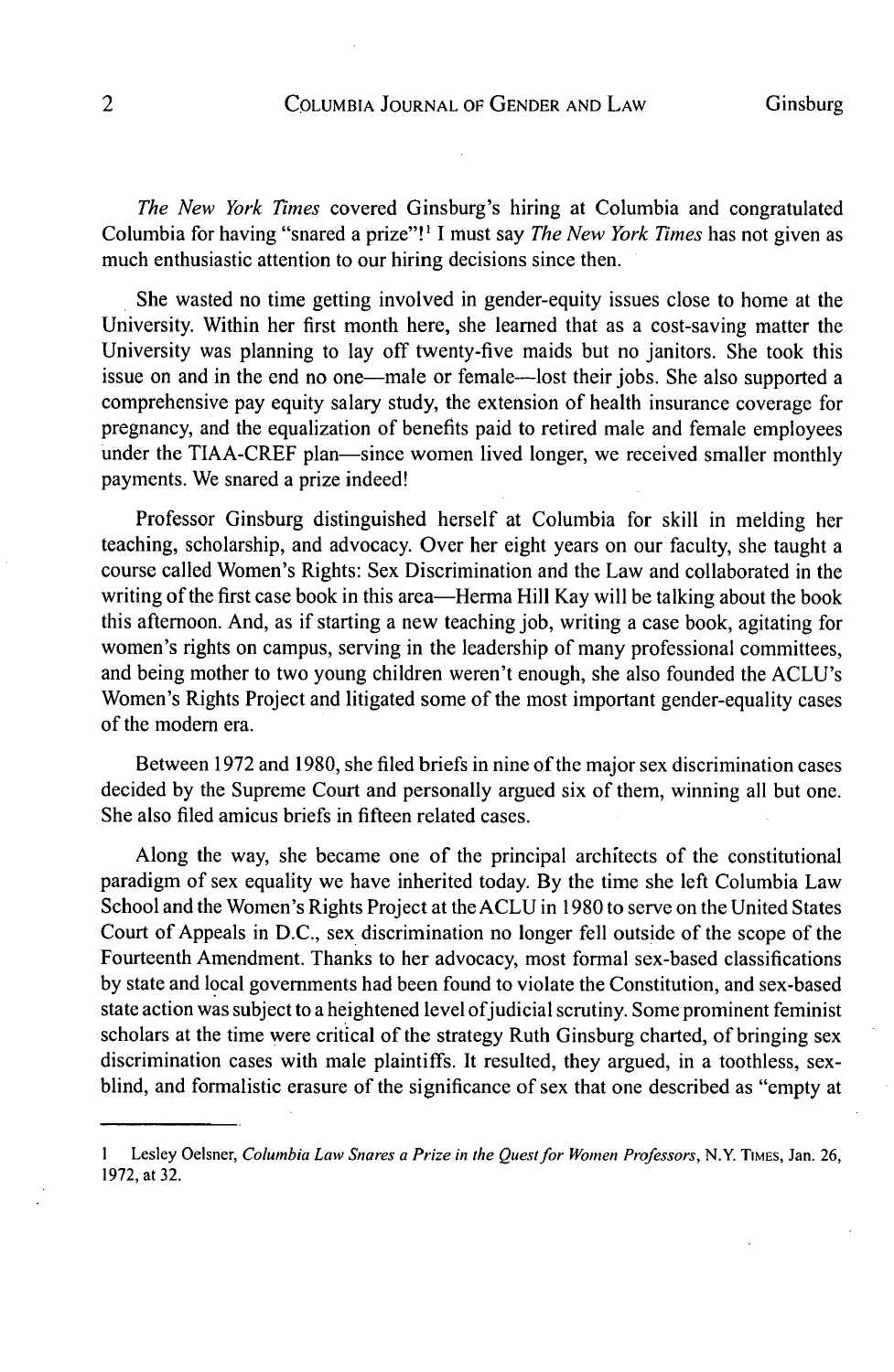*The New York Times* covered Ginsburg's hiring at Columbia and congratulated Columbia for having "snared a prize"![1] I must say *The New York Times* has not given as much enthusiastic attention to our hiring decisions since then.

She wasted no time getting involved in gender-equity issues close to home at the University. Within her first month here, she learned that as a cost-saving matter the University was planning to lay off twenty-five maids but no janitors. She took this issue on and in the end no one—male or female—lost their jobs. She also supported a comprehensive pay equity salary study, the extension of health insurance coverage for pregnancy, and the equalization of benefits paid to retired male and female employees under the TIAA-CREF plan—since women lived longer, we received smaller monthly payments. We snared a prize indeed!

Professor Ginsburg distinguished herself at Columbia for skill in melding her teaching, scholarship, and advocacy. Over her eight years on our faculty, she taught a course called Women's Rights: Sex Discrimination and the Law and collaborated in the writing of the first case book in this area—Herma Hill Kay will be talking about the book this afternoon. And, as if starting a new teaching job, writing a case book, agitating for women's rights on campus, serving in the leadership of many professional committees, and being mother to two young children weren't enough, she also founded the ACLU's Women's Rights Project and litigated some of the most important gender-equality cases of the modern era.

Between 1972 and 1980, she filed briefs in nine of the major sex discrimination cases decided by the Supreme Court and personally argued six of them, winning all but one. She also filed amicus briefs in fifteen related cases.

Along the way, she became one of the principal architects of the constitutional paradigm of sex equality we have inherited today. By the time she left Columbia Law School and the Women's Rights Project at the ACLU in 1980 to serve on the United States Court of Appeals in D.C., sex discrimination no longer fell outside of the scope of the Fourteenth Amendment. Thanks to her advocacy, most formal sex-based classifications by state and local governments had been found to violate the Constitution, and sex-based state action was subject to a heightened level of judicial scrutiny. Some prominent feminist scholars at the time were critical of the strategy Ruth Ginsburg charted, of bringing sex discrimination cases with male plaintiffs. It resulted, they argued, in a toothless, sex-blind, and formalistic erasure of the significance of sex that one described as "empty at

---

1 Lesley Oelsner, *Columbia Law Snares a Prize in the Quest for Women Professors*, N.Y. TIMES, Jan. 26, 1972, at 32.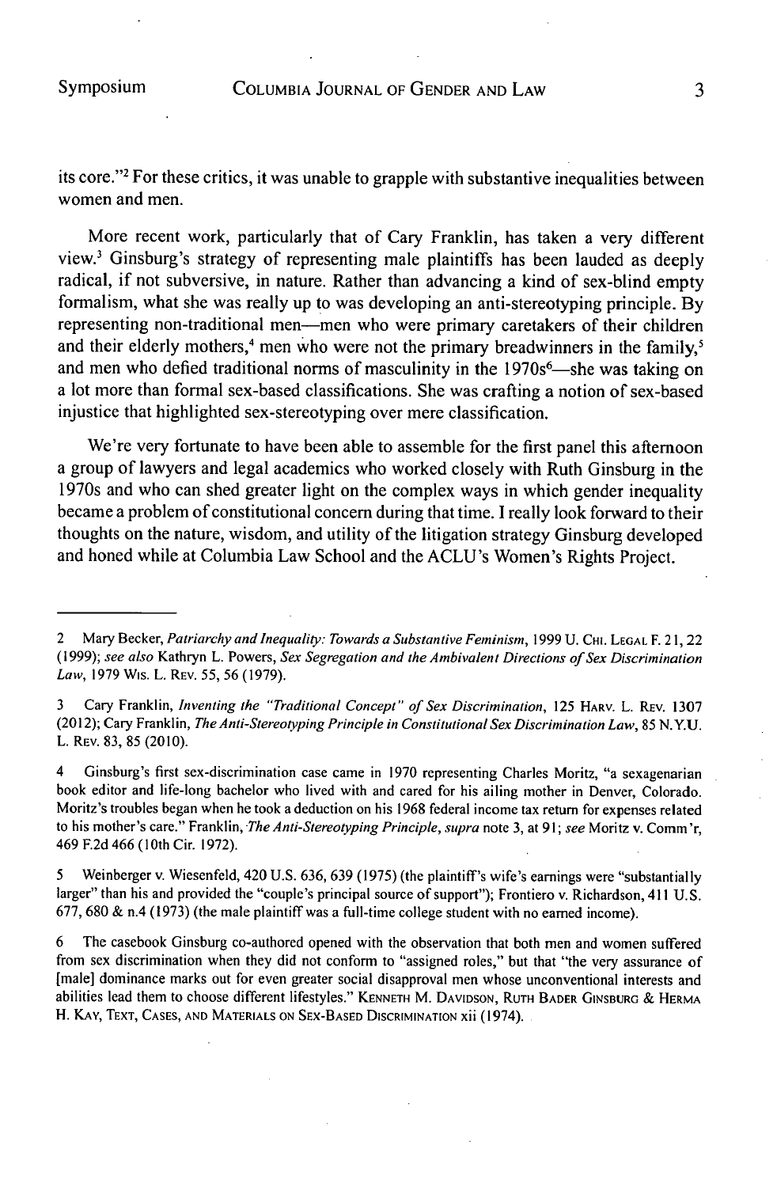its core."[2] For these critics, it was unable to grapple with substantive inequalities between women and men.

More recent work, particularly that of Cary Franklin, has taken a very different view.[3] Ginsburg's strategy of representing male plaintiffs has been lauded as deeply radical, if not subversive, in nature. Rather than advancing a kind of sex-blind empty formalism, what she was really up to was developing an anti-stereotyping principle. By representing non-traditional men—men who were primary caretakers of their children and their elderly mothers,[4] men who were not the primary breadwinners in the family,[5] and men who defied traditional norms of masculinity in the 1970s[6]—she was taking on a lot more than formal sex-based classifications. She was crafting a notion of sex-based injustice that highlighted sex-stereotyping over mere classification.

We're very fortunate to have been able to assemble for the first panel this afternoon a group of lawyers and legal academics who worked closely with Ruth Ginsburg in the 1970s and who can shed greater light on the complex ways in which gender inequality became a problem of constitutional concern during that time. I really look forward to their thoughts on the nature, wisdom, and utility of the litigation strategy Ginsburg developed and honed while at Columbia Law School and the ACLU's Women's Rights Project.

---

2 Mary Becker, *Patriarchy and Inequality: Towards a Substantive Feminism*, 1999 U. CHI. LEGAL F. 21, 22 (1999); *see also* Kathryn L. Powers, *Sex Segregation and the Ambivalent Directions of Sex Discrimination Law*, 1979 WIS. L. REV. 55, 56 (1979).

3 Cary Franklin, *Inventing the "Traditional Concept" of Sex Discrimination*, 125 HARV. L. REV. 1307 (2012); Cary Franklin, *The Anti-Stereotyping Principle in Constitutional Sex Discrimination Law*, 85 N.Y.U. L. REV. 83, 85 (2010).

4 Ginsburg's first sex-discrimination case came in 1970 representing Charles Moritz, "a sexagenarian book editor and life-long bachelor who lived with and cared for his ailing mother in Denver, Colorado. Moritz's troubles began when he took a deduction on his 1968 federal income tax return for expenses related to his mother's care." Franklin, *The Anti-Stereotyping Principle*, *supra* note 3, at 91; *see* Moritz v. Comm'r, 469 F.2d 466 (10th Cir. 1972).

5 Weinberger v. Wiesenfeld, 420 U.S. 636, 639 (1975) (the plaintiff's wife's earnings were "substantially larger" than his and provided the "couple's principal source of support"); Frontiero v. Richardson, 411 U.S. 677, 680 & n.4 (1973) (the male plaintiff was a full-time college student with no earned income).

6 The casebook Ginsburg co-authored opened with the observation that both men and women suffered from sex discrimination when they did not conform to "assigned roles," but that "the very assurance of [male] dominance marks out for even greater social disapproval men whose unconventional interests and abilities lead them to choose different lifestyles." KENNETH M. DAVIDSON, RUTH BADER GINSBURG & HERMA H. KAY, TEXT, CASES, AND MATERIALS ON SEX-BASED DISCRIMINATION xii (1974).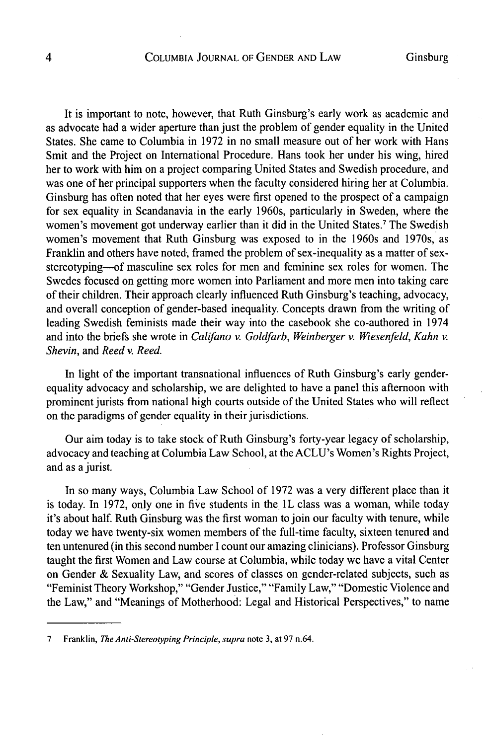It is important to note, however, that Ruth Ginsburg's early work as academic and as advocate had a wider aperture than just the problem of gender equality in the United States. She came to Columbia in 1972 in no small measure out of her work with Hans Smit and the Project on International Procedure. Hans took her under his wing, hired her to work with him on a project comparing United States and Swedish procedure, and was one of her principal supporters when the faculty considered hiring her at Columbia. Ginsburg has often noted that her eyes were first opened to the prospect of a campaign for sex equality in Scandanavia in the early 1960s, particularly in Sweden, where the women's movement got underway earlier than it did in the United States.[7] The Swedish women's movement that Ruth Ginsburg was exposed to in the 1960s and 1970s, as Franklin and others have noted, framed the problem of sex-inequality as a matter of sex-stereotyping—of masculine sex roles for men and feminine sex roles for women. The Swedes focused on getting more women into Parliament and more men into taking care of their children. Their approach clearly influenced Ruth Ginsburg's teaching, advocacy, and overall conception of gender-based inequality. Concepts drawn from the writing of leading Swedish feminists made their way into the casebook she co-authored in 1974 and into the briefs she wrote in *Califano v. Goldfarb*, *Weinberger v. Wiesenfeld*, *Kahn v. Shevin*, and *Reed v. Reed.*

In light of the important transnational influences of Ruth Ginsburg's early gender-equality advocacy and scholarship, we are delighted to have a panel this afternoon with prominent jurists from national high courts outside of the United States who will reflect on the paradigms of gender equality in their jurisdictions.

Our aim today is to take stock of Ruth Ginsburg's forty-year legacy of scholarship, advocacy and teaching at Columbia Law School, at the ACLU's Women's Rights Project, and as a jurist.

In so many ways, Columbia Law School of 1972 was a very different place than it is today. In 1972, only one in five students in the 1L class was a woman, while today it's about half. Ruth Ginsburg was the first woman to join our faculty with tenure, while today we have twenty-six women members of the full-time faculty, sixteen tenured and ten untenured (in this second number I count our amazing clinicians). Professor Ginsburg taught the first Women and Law course at Columbia, while today we have a vital Center on Gender & Sexuality Law, and scores of classes on gender-related subjects, such as "Feminist Theory Workshop," "Gender Justice," "Family Law," "Domestic Violence and the Law," and "Meanings of Motherhood: Legal and Historical Perspectives," to name

---

7 Franklin, *The Anti-Stereotyping Principle*, *supra* note 3, at 97 n.64.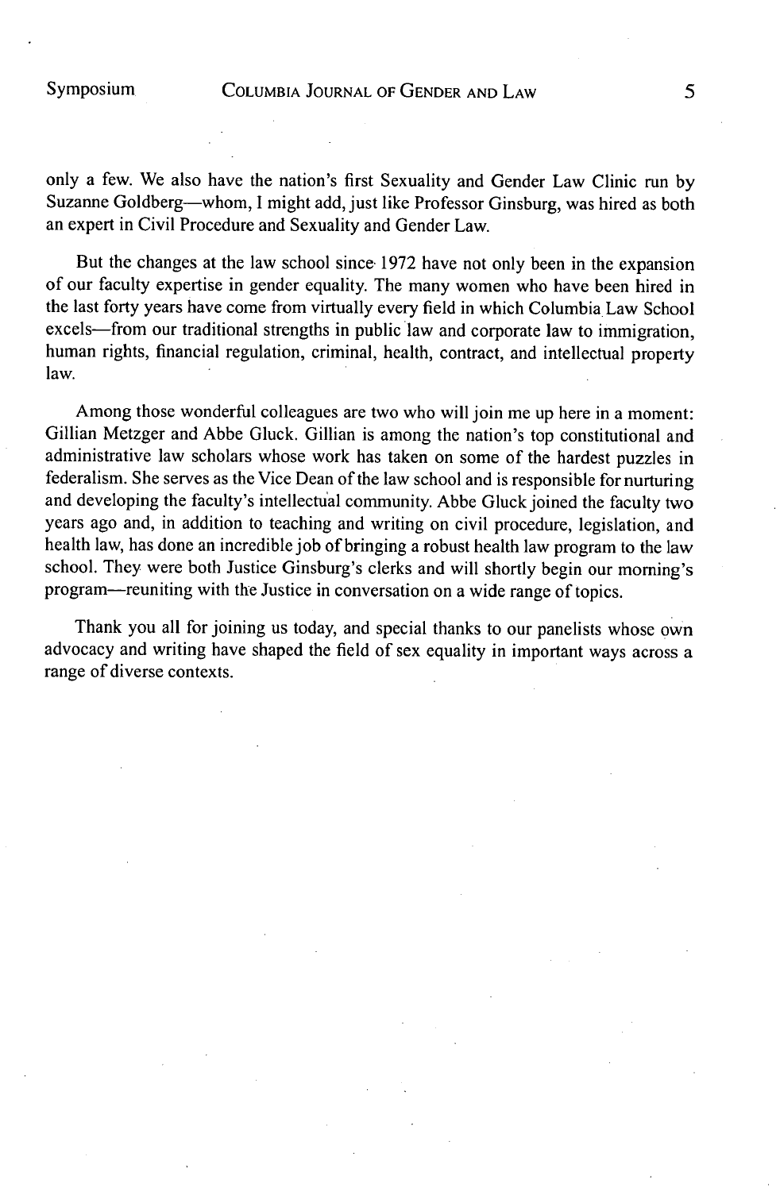only a few. We also have the nation's first Sexuality and Gender Law Clinic run by Suzanne Goldberg—whom, I might add, just like Professor Ginsburg, was hired as both an expert in Civil Procedure and Sexuality and Gender Law.

But the changes at the law school since 1972 have not only been in the expansion of our faculty expertise in gender equality. The many women who have been hired in the last forty years have come from virtually every field in which Columbia Law School excels—from our traditional strengths in public law and corporate law to immigration, human rights, financial regulation, criminal, health, contract, and intellectual property law.

Among those wonderful colleagues are two who will join me up here in a moment: Gillian Metzger and Abbe Gluck. Gillian is among the nation's top constitutional and administrative law scholars whose work has taken on some of the hardest puzzles in federalism. She serves as the Vice Dean of the law school and is responsible for nurturing and developing the faculty's intellectual community. Abbe Gluck joined the faculty two years ago and, in addition to teaching and writing on civil procedure, legislation, and health law, has done an incredible job of bringing a robust health law program to the law school. They were both Justice Ginsburg's clerks and will shortly begin our morning's program—reuniting with the Justice in conversation on a wide range of topics.

Thank you all for joining us today, and special thanks to our panelists whose own advocacy and writing have shaped the field of sex equality in important ways across a range of diverse contexts.